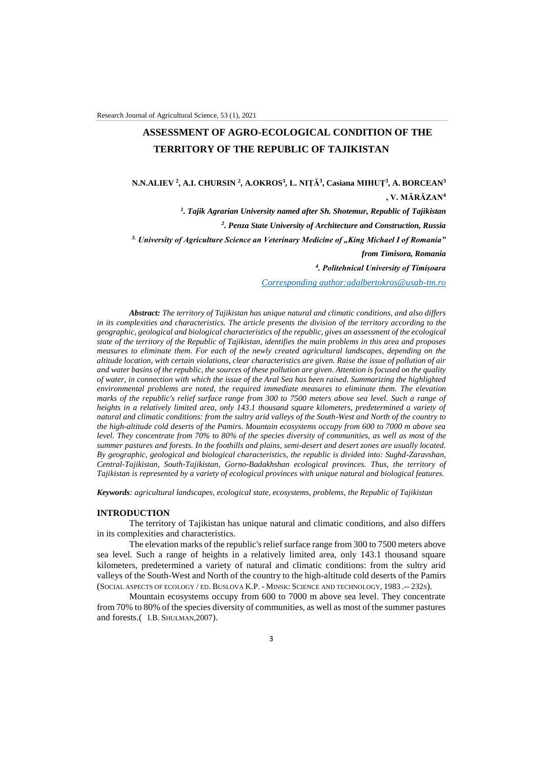# ASSESSMENT OF AGRO-ECOLOGICAL CONDITION OF THE TERRITORY OF THE REPUBLIC OF TAJIKISTAN

**N.N.ALIEV [2], A.I. CHURSIN [2], A.OKROS[3], L. NIȚĂ[3], Casiana MIHUȚ[3], A. BORCEAN[3], V. MĂRĂZAN[4]**

*[1]. Tajik Agrarian University named after Sh. Shotemur, Republic of Tajikistan*

*[2]. Penza State University of Architecture and Construction, Russia*

*[3]. University of Agriculture Science an Veterinary Medicine of „King Michael I of Romania" from Timisora, Romania*

*[4]. Politehnical University of Timișoara*

*Corresponding author:adalbertokros@usab-tm.ro*

***Abstract:*** *The territory of Tajikistan has unique natural and climatic conditions, and also differs in its complexities and characteristics. The article presents the division of the territory according to the geographic, geological and biological characteristics of the republic, gives an assessment of the ecological state of the territory of the Republic of Tajikistan, identifies the main problems in this area and proposes measures to eliminate them. For each of the newly created agricultural landscapes, depending on the altitude location, with certain violations, clear characteristics are given. Raise the issue of pollution of air and water basins of the republic, the sources of these pollution are given. Attention is focused on the quality of water, in connection with which the issue of the Aral Sea has been raised. Summarizing the highlighted environmental problems are noted, the required immediate measures to eliminate them. The elevation marks of the republic's relief surface range from 300 to 7500 meters above sea level. Such a range of heights in a relatively limited area, only 143.1 thousand square kilometers, predetermined a variety of natural and climatic conditions: from the sultry arid valleys of the South-West and North of the country to the high-altitude cold deserts of the Pamirs. Mountain ecosystems occupy from 600 to 7000 m above sea level. They concentrate from 70% to 80% of the species diversity of communities, as well as most of the summer pastures and forests. In the foothills and plains, semi-desert and desert zones are usually located. By geographic, geological and biological characteristics, the republic is divided into: Sughd-Zaravshan, Central-Tajikistan, South-Tajikistan, Gorno-Badakhshan ecological provinces. Thus, the territory of Tajikistan is represented by a variety of ecological provinces with unique natural and biological features.*

***Keywords****: agricultural landscapes, ecological state, ecosystems, problems, the Republic of Tajikistan*

## INTRODUCTION

The territory of Tajikistan has unique natural and climatic conditions, and also differs in its complexities and characteristics.

The elevation marks of the republic's relief surface range from 300 to 7500 meters above sea level. Such a range of heights in a relatively limited area, only 143.1 thousand square kilometers, predetermined a variety of natural and climatic conditions: from the sultry arid valleys of the South-West and North of the country to the high-altitude cold deserts of the Pamirs (SOCIAL ASPECTS OF ECOLOGY / ED. BUSLOVA K.P. - MINSK: SCIENCE AND TECHNOLOGY, 1983 .-- 232s).

Mountain ecosystems occupy from 600 to 7000 m above sea level. They concentrate from 70% to 80% of the species diversity of communities, as well as most of the summer pastures and forests.( I.B. SHULMAN,2007).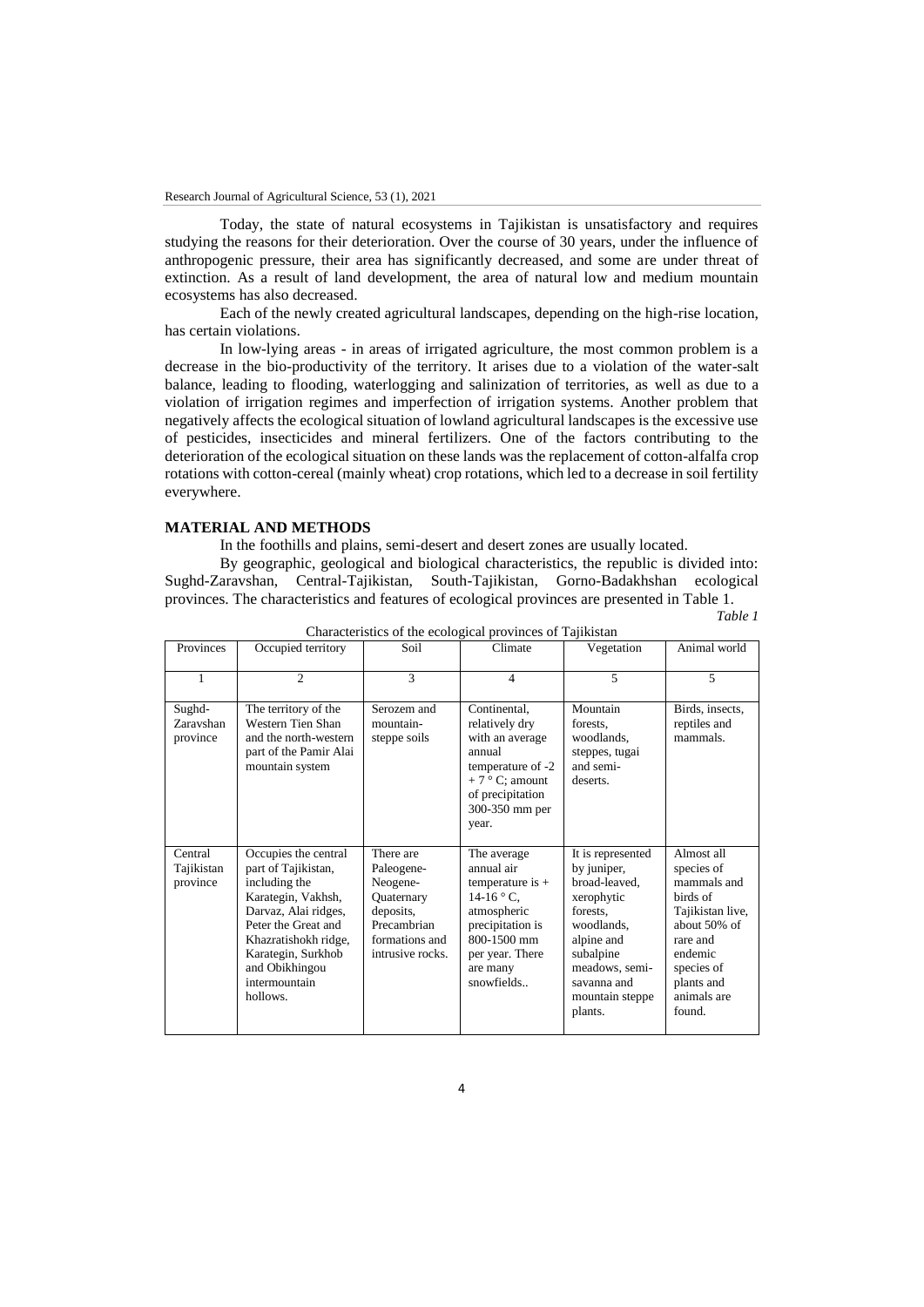Today, the state of natural ecosystems in Tajikistan is unsatisfactory and requires studying the reasons for their deterioration. Over the course of 30 years, under the influence of anthropogenic pressure, their area has significantly decreased, and some are under threat of extinction. As a result of land development, the area of natural low and medium mountain ecosystems has also decreased.

Each of the newly created agricultural landscapes, depending on the high-rise location, has certain violations.

In low-lying areas - in areas of irrigated agriculture, the most common problem is a decrease in the bio-productivity of the territory. It arises due to a violation of the water-salt balance, leading to flooding, waterlogging and salinization of territories, as well as due to a violation of irrigation regimes and imperfection of irrigation systems. Another problem that negatively affects the ecological situation of lowland agricultural landscapes is the excessive use of pesticides, insecticides and mineral fertilizers. One of the factors contributing to the deterioration of the ecological situation on these lands was the replacement of cotton-alfalfa crop rotations with cotton-cereal (mainly wheat) crop rotations, which led to a decrease in soil fertility everywhere.

## MATERIAL AND METHODS

In the foothills and plains, semi-desert and desert zones are usually located.

By geographic, geological and biological characteristics, the republic is divided into: Sughd-Zaravshan, Central-Tajikistan, South-Tajikistan, Gorno-Badakhshan ecological provinces. The characteristics and features of ecological provinces are presented in Table 1.

*Table 1*

Characteristics of the ecological provinces of Tajikistan

| Provinces | Occupied territory | Soil | Climate | Vegetation | Animal world |
|---|---|---|---|---|---|
| 1 | 2 | 3 | 4 | 5 | 5 |
| Sughd-Zaravshan province | The territory of the Western Tien Shan and the north-western part of the Pamir Alai mountain system | Serozem and mountain-steppe soils | Continental, relatively dry with an average annual temperature of -2 + 7 ° C; amount of precipitation 300-350 mm per year. | Mountain forests, woodlands, steppes, tugai and semi-deserts. | Birds, insects, reptiles and mammals. |
| Central Tajikistan province | Occupies the central part of Tajikistan, including the Karategin, Vakhsh, Darvaz, Alai ridges, Peter the Great and Khazratishokh ridge, Karategin, Surkhob and Obikhingou intermountain hollows. | There are Paleogene-Neogene-Quaternary deposits, Precambrian formations and intrusive rocks. | The average annual air temperature is + 14-16 ° C, atmospheric precipitation is 800-1500 mm per year. There are many snowfields.. | It is represented by juniper, broad-leaved, xerophytic forests, woodlands, alpine and subalpine meadows, semi-savanna and mountain steppe plants. | Almost all species of mammals and birds of Tajikistan live, about 50% of rare and endemic species of plants and animals are found. |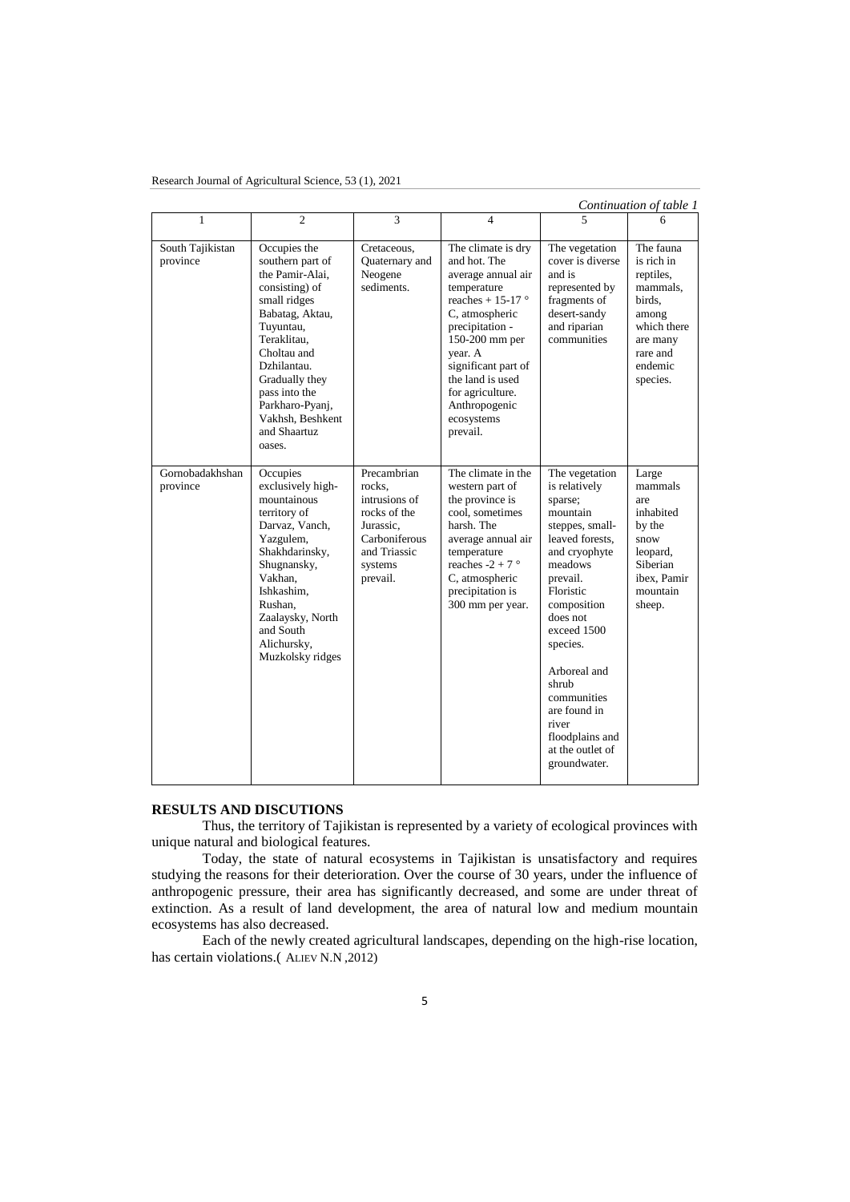*Continuation of table 1*

| 1 | 2 | 3 | 4 | 5 | 6 |
|---|---|---|---|---|---|
| South Tajikistan province | Occupies the southern part of the Pamir-Alai, consisting) of small ridges Babatag, Aktau, Tuyuntau, Teraklitau, Choltau and Dzhilantau. Gradually they pass into the Parkharo-Pyanj, Vakhsh, Beshkent and Shaartuz oases. | Cretaceous, Quaternary and Neogene sediments. | The climate is dry and hot. The average annual air temperature reaches + 15-17 ° C, atmospheric precipitation - 150-200 mm per year. A significant part of the land is used for agriculture. Anthropogenic ecosystems prevail. | The vegetation cover is diverse and is represented by fragments of desert-sandy and riparian communities | The fauna is rich in reptiles, mammals, birds, among which there are many rare and endemic species. |
| Gornobadakhshan province | Occupies exclusively high-mountainous territory of Darvaz, Vanch, Yazgulem, Shakhdarinsky, Shugnansky, Vakhan, Ishkashim, Rushan, Zaalaysky, North and South Alichursky, Muzkolsky ridges | Precambrian rocks, intrusions of rocks of the Jurassic, Carboniferous and Triassic systems prevail. | The climate in the western part of the province is cool, sometimes harsh. The average annual air temperature reaches -2 + 7 ° C, atmospheric precipitation is 300 mm per year. | The vegetation is relatively sparse; mountain steppes, small-leaved forests, and cryophyte meadows prevail. Floristic composition does not exceed 1500 species. Arboreal and shrub communities are found in river floodplains and at the outlet of groundwater. | Large mammals are inhabited by the snow leopard, Siberian ibex, Pamir mountain sheep. |

## RESULTS AND DISCUTIONS

Thus, the territory of Tajikistan is represented by a variety of ecological provinces with unique natural and biological features.

Today, the state of natural ecosystems in Tajikistan is unsatisfactory and requires studying the reasons for their deterioration. Over the course of 30 years, under the influence of anthropogenic pressure, their area has significantly decreased, and some are under threat of extinction. As a result of land development, the area of natural low and medium mountain ecosystems has also decreased.

Each of the newly created agricultural landscapes, depending on the high-rise location, has certain violations.( ALIEV N.N ,2012)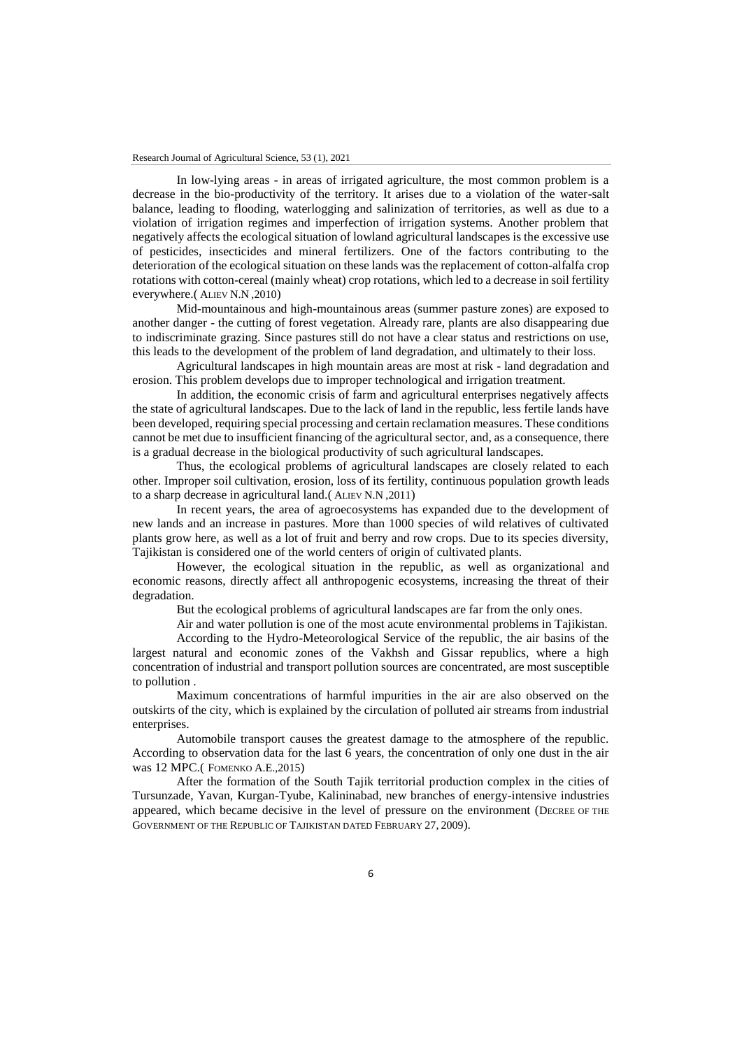In low-lying areas - in areas of irrigated agriculture, the most common problem is a decrease in the bio-productivity of the territory. It arises due to a violation of the water-salt balance, leading to flooding, waterlogging and salinization of territories, as well as due to a violation of irrigation regimes and imperfection of irrigation systems. Another problem that negatively affects the ecological situation of lowland agricultural landscapes is the excessive use of pesticides, insecticides and mineral fertilizers. One of the factors contributing to the deterioration of the ecological situation on these lands was the replacement of cotton-alfalfa crop rotations with cotton-cereal (mainly wheat) crop rotations, which led to a decrease in soil fertility everywhere.( ALIEV N.N ,2010)

Mid-mountainous and high-mountainous areas (summer pasture zones) are exposed to another danger - the cutting of forest vegetation. Already rare, plants are also disappearing due to indiscriminate grazing. Since pastures still do not have a clear status and restrictions on use, this leads to the development of the problem of land degradation, and ultimately to their loss.

Agricultural landscapes in high mountain areas are most at risk - land degradation and erosion. This problem develops due to improper technological and irrigation treatment.

In addition, the economic crisis of farm and agricultural enterprises negatively affects the state of agricultural landscapes. Due to the lack of land in the republic, less fertile lands have been developed, requiring special processing and certain reclamation measures. These conditions cannot be met due to insufficient financing of the agricultural sector, and, as a consequence, there is a gradual decrease in the biological productivity of such agricultural landscapes.

Thus, the ecological problems of agricultural landscapes are closely related to each other. Improper soil cultivation, erosion, loss of its fertility, continuous population growth leads to a sharp decrease in agricultural land.( ALIEV N.N ,2011)

In recent years, the area of agroecosystems has expanded due to the development of new lands and an increase in pastures. More than 1000 species of wild relatives of cultivated plants grow here, as well as a lot of fruit and berry and row crops. Due to its species diversity, Tajikistan is considered one of the world centers of origin of cultivated plants.

However, the ecological situation in the republic, as well as organizational and economic reasons, directly affect all anthropogenic ecosystems, increasing the threat of their degradation.

But the ecological problems of agricultural landscapes are far from the only ones.

Air and water pollution is one of the most acute environmental problems in Tajikistan.

According to the Hydro-Meteorological Service of the republic, the air basins of the largest natural and economic zones of the Vakhsh and Gissar republics, where a high concentration of industrial and transport pollution sources are concentrated, are most susceptible to pollution .

Maximum concentrations of harmful impurities in the air are also observed on the outskirts of the city, which is explained by the circulation of polluted air streams from industrial enterprises.

Automobile transport causes the greatest damage to the atmosphere of the republic. According to observation data for the last 6 years, the concentration of only one dust in the air was 12 MPC.( FOMENKO A.E.,2015)

After the formation of the South Tajik territorial production complex in the cities of Tursunzade, Yavan, Kurgan-Tyube, Kalininabad, new branches of energy-intensive industries appeared, which became decisive in the level of pressure on the environment (DECREE OF THE GOVERNMENT OF THE REPUBLIC OF TAJIKISTAN DATED FEBRUARY 27, 2009).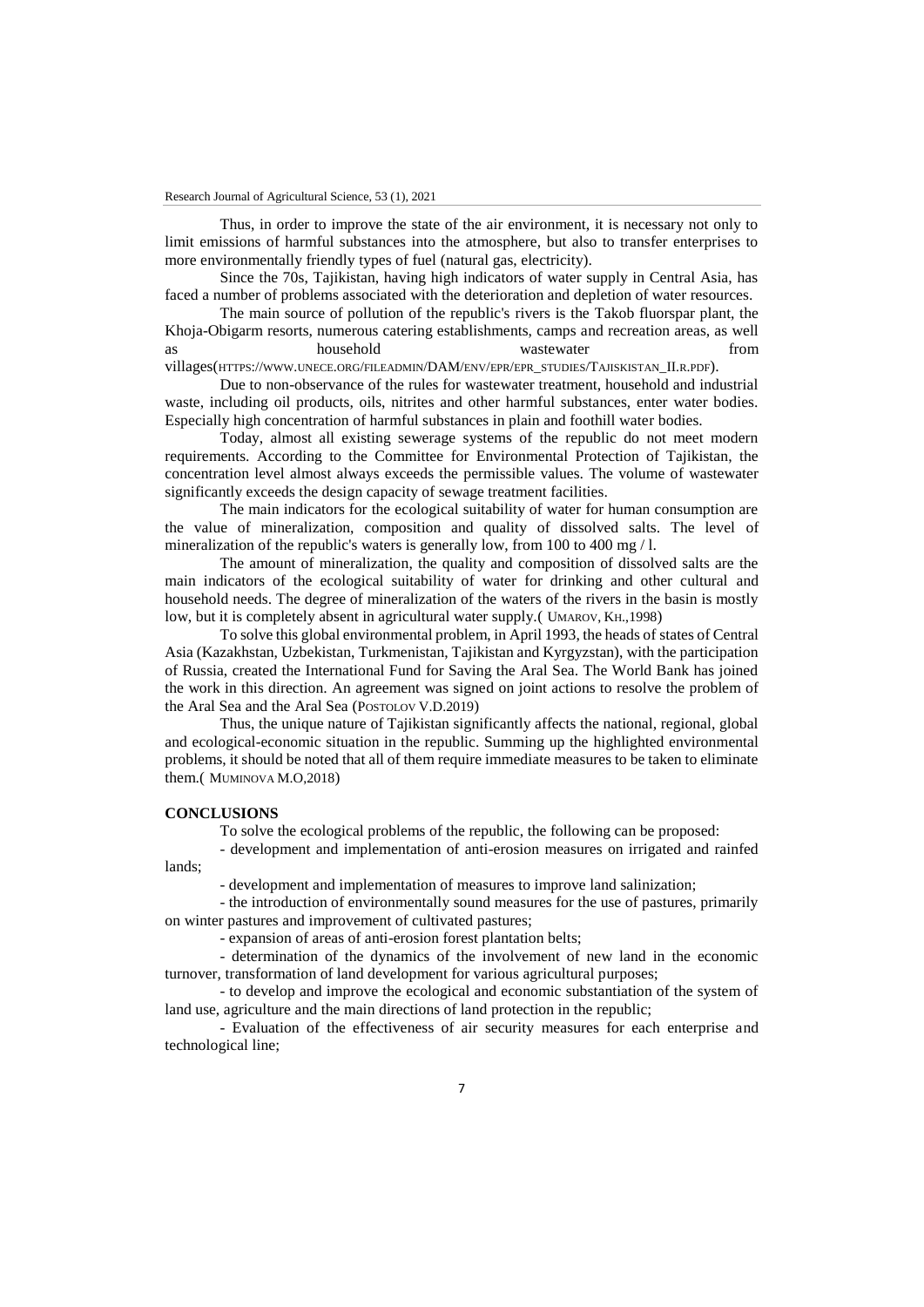Thus, in order to improve the state of the air environment, it is necessary not only to limit emissions of harmful substances into the atmosphere, but also to transfer enterprises to more environmentally friendly types of fuel (natural gas, electricity).

Since the 70s, Tajikistan, having high indicators of water supply in Central Asia, has faced a number of problems associated with the deterioration and depletion of water resources.

The main source of pollution of the republic's rivers is the Takob fluorspar plant, the Khoja-Obigarm resorts, numerous catering establishments, camps and recreation areas, as well as household wastewater from villages(HTTPS://WWW.UNECE.ORG/FILEADMIN/DAM/ENV/EPR/EPR_STUDIES/TAJISKISTAN_II.R.PDF).

Due to non-observance of the rules for wastewater treatment, household and industrial waste, including oil products, oils, nitrites and other harmful substances, enter water bodies. Especially high concentration of harmful substances in plain and foothill water bodies.

Today, almost all existing sewerage systems of the republic do not meet modern requirements. According to the Committee for Environmental Protection of Tajikistan, the concentration level almost always exceeds the permissible values. The volume of wastewater significantly exceeds the design capacity of sewage treatment facilities.

The main indicators for the ecological suitability of water for human consumption are the value of mineralization, composition and quality of dissolved salts. The level of mineralization of the republic's waters is generally low, from 100 to 400 mg / l.

The amount of mineralization, the quality and composition of dissolved salts are the main indicators of the ecological suitability of water for drinking and other cultural and household needs. The degree of mineralization of the waters of the rivers in the basin is mostly low, but it is completely absent in agricultural water supply.( UMAROV, KH.,1998)

To solve this global environmental problem, in April 1993, the heads of states of Central Asia (Kazakhstan, Uzbekistan, Turkmenistan, Tajikistan and Kyrgyzstan), with the participation of Russia, created the International Fund for Saving the Aral Sea. The World Bank has joined the work in this direction. An agreement was signed on joint actions to resolve the problem of the Aral Sea and the Aral Sea (POSTOLOV V.D.2019)

Thus, the unique nature of Tajikistan significantly affects the national, regional, global and ecological-economic situation in the republic. Summing up the highlighted environmental problems, it should be noted that all of them require immediate measures to be taken to eliminate them.( MUMINOVA M.O,2018)

## CONCLUSIONS

To solve the ecological problems of the republic, the following can be proposed:

- development and implementation of anti-erosion measures on irrigated and rainfed lands;
- development and implementation of measures to improve land salinization;
- the introduction of environmentally sound measures for the use of pastures, primarily on winter pastures and improvement of cultivated pastures;
- expansion of areas of anti-erosion forest plantation belts;
- determination of the dynamics of the involvement of new land in the economic turnover, transformation of land development for various agricultural purposes;
- to develop and improve the ecological and economic substantiation of the system of land use, agriculture and the main directions of land protection in the republic;
- Evaluation of the effectiveness of air security measures for each enterprise and technological line;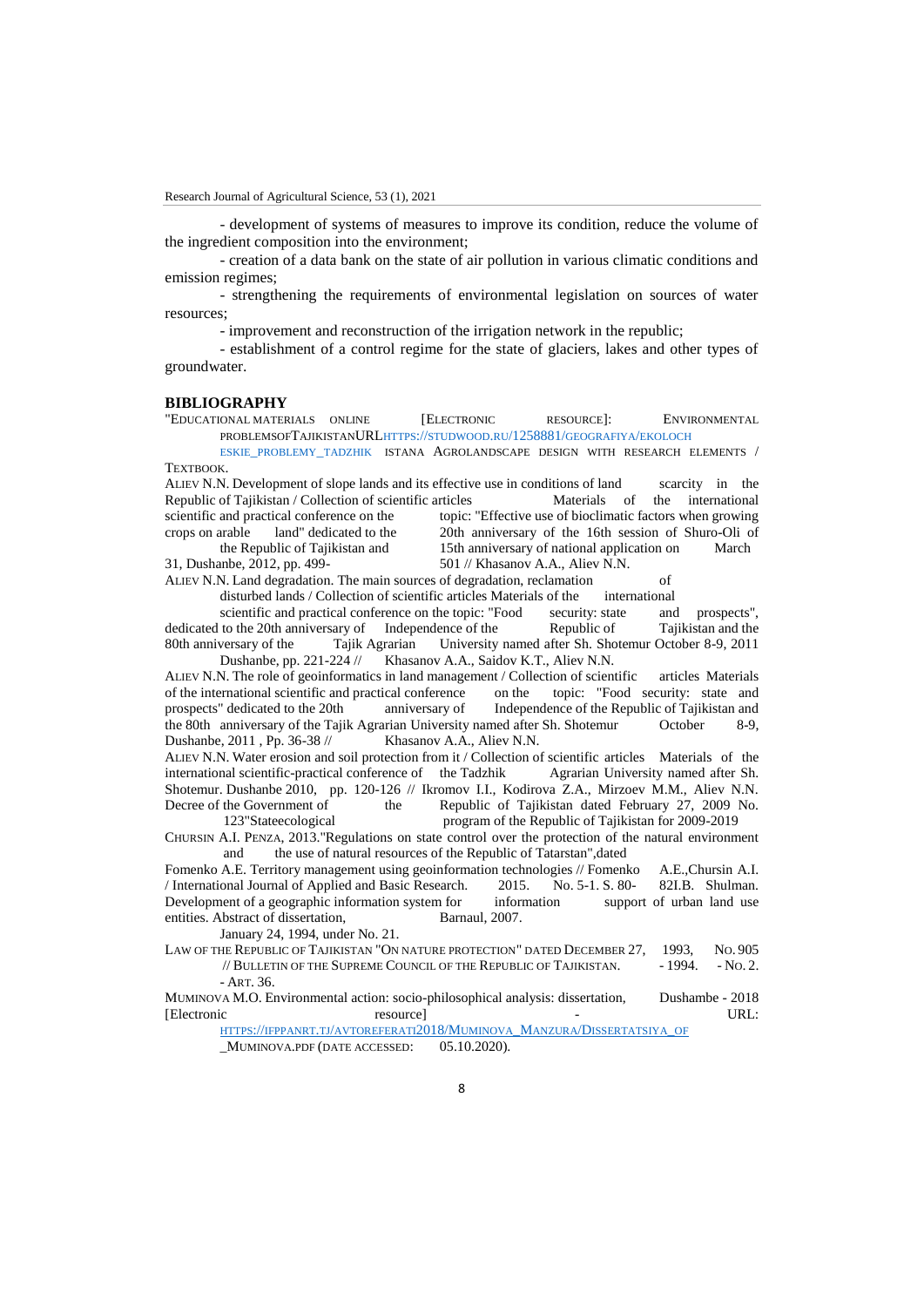- development of systems of measures to improve its condition, reduce the volume of the ingredient composition into the environment;

- creation of a data bank on the state of air pollution in various climatic conditions and emission regimes;

- strengthening the requirements of environmental legislation on sources of water resources;

- improvement and reconstruction of the irrigation network in the republic;

- establishment of a control regime for the state of glaciers, lakes and other types of groundwater.

## BIBLIOGRAPHY

"EDUCATIONAL MATERIALS ONLINE [ELECTRONIC RESOURCE]: ENVIRONMENTAL PROBLEMSOFTAJIKISTANURLHTTPS://STUDWOOD.RU/1258881/GEOGRAFIYA/EKOLOCHESKIE_PROBLEMY_TADZHIK ISTANA AGROLANDSCAPE DESIGN WITH RESEARCH ELEMENTS / TEXTBOOK.

ALIEV N.N. Development of slope lands and its effective use in conditions of land scarcity in the Republic of Tajikistan / Collection of scientific articles Materials of the international scientific and practical conference on the topic: "Effective use of bioclimatic factors when growing crops on arable land" dedicated to the 20th anniversary of the 16th session of Shuro-Oli of the Republic of Tajikistan and 15th anniversary of national application on March 31, Dushanbe, 2012, pp. 499-501 // Khasanov A.A., Aliev N.N.

ALIEV N.N. Land degradation. The main sources of degradation, reclamation of disturbed lands / Collection of scientific articles Materials of the international scientific and practical conference on the topic: "Food security: state and prospects", dedicated to the 20th anniversary of Independence of the Republic of Tajikistan and the 80th anniversary of the Tajik Agrarian University named after Sh. Shotemur October 8-9, 2011 Dushanbe, pp. 221-224 // Khasanov A.A., Saidov K.T., Aliev N.N.

ALIEV N.N. The role of geoinformatics in land management / Collection of scientific articles Materials of the international scientific and practical conference on the topic: "Food security: state and prospects" dedicated to the 20th anniversary of Independence of the Republic of Tajikistan and the 80th anniversary of the Tajik Agrarian University named after Sh. Shotemur October 8-9, Dushanbe, 2011 , Pp. 36-38 // Khasanov A.A., Aliev N.N.

ALIEV N.N. Water erosion and soil protection from it / Collection of scientific articles Materials of the international scientific-practical conference of the Tadzhik Agrarian University named after Sh. Shotemur. Dushanbe 2010, pp. 120-126 // Ikromov I.I., Kodirova Z.A., Mirzoev M.M., Aliev N.N. Decree of the Government of the Republic of Tajikistan dated February 27, 2009 No. 123"Stateecological program of the Republic of Tajikistan for 2009-2019

CHURSIN A.I. PENZA, 2013."Regulations on state control over the protection of the natural environment and the use of natural resources of the Republic of Tatarstan",dated

Fomenko A.E. Territory management using geoinformation technologies // Fomenko A.E.,Chursin A.I. / International Journal of Applied and Basic Research. 2015. No. 5-1. S. 80-82I.B. Shulman. Development of a geographic information system for information support of urban land use entities. Abstract of dissertation, Barnaul, 2007.

January 24, 1994, under No. 21.

LAW OF THE REPUBLIC OF TAJIKISTAN "ON NATURE PROTECTION" DATED DECEMBER 27, 1993, NO. 905 // BULLETIN OF THE SUPREME COUNCIL OF THE REPUBLIC OF TAJIKISTAN. - 1994. - NO. 2. - ART. 36.

MUMINOVA M.O. Environmental action: socio-philosophical analysis: dissertation, Dushambe - 2018 [Electronic resource] - URL: HTTPS://IFPPANRT.TJ/AVTOREFERATI2018/MUMINOVA_MANZURA/DISSERTATSIYA_OF_MUMINOVA.PDF (DATE ACCESSED: 05.10.2020).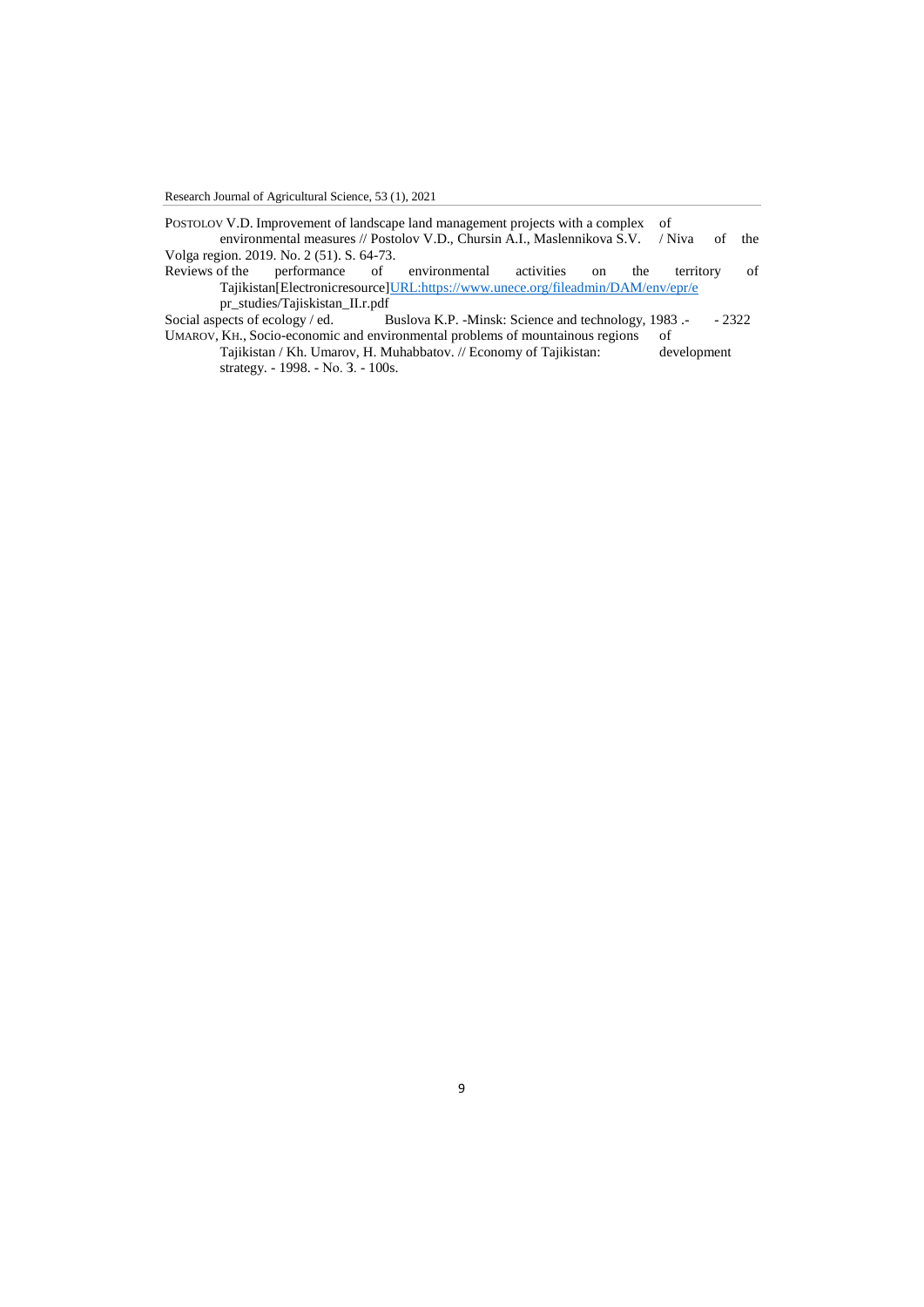POSTOLOV V.D. Improvement of landscape land management projects with a complex of environmental measures // Postolov V.D., Chursin A.I., Maslennikova S.V. / Niva of the Volga region. 2019. No. 2 (51). S. 64-73.

Reviews of the performance of environmental activities on the territory of Tajikistan[Electronicresource]URL:https://www.unece.org/fileadmin/DAM/env/epr/epr_studies/Tajiskistan_II.r.pdf

Social aspects of ecology / ed. Buslova K.P. -Minsk: Science and technology, 1983 .- - 2322

UMAROV, KH., Socio-economic and environmental problems of mountainous regions of Tajikistan / Kh. Umarov, H. Muhabbatov. // Economy of Tajikistan: development strategy. - 1998. - No. 3. - 100s.